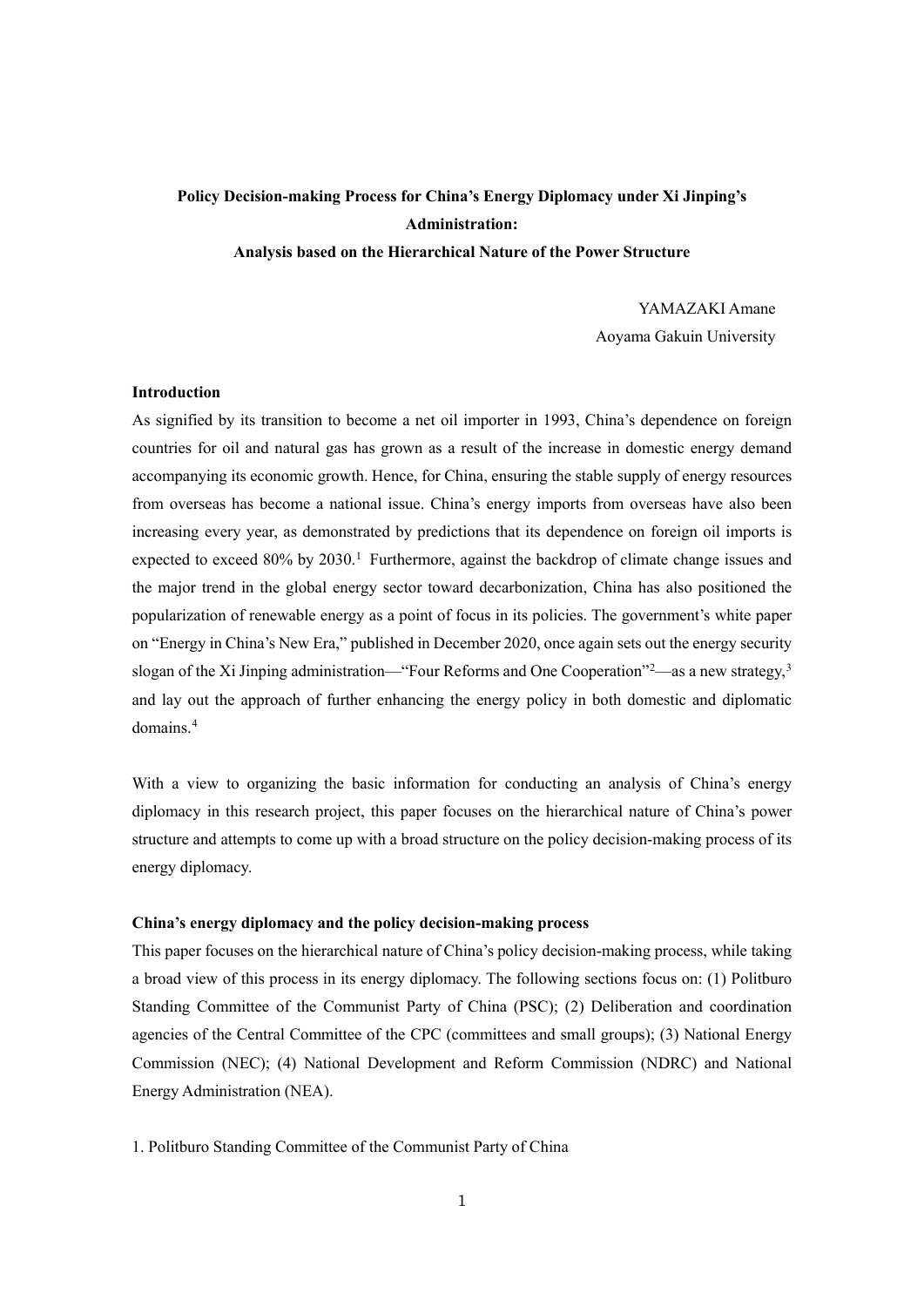# Policy Decision-making Process for China's Energy Diplomacy under Xi Jinping's Administration:
## Analysis based on the Hierarchical Nature of the Power Structure

YAMAZAKI Amane
Aoyama Gakuin University

### Introduction

As signified by its transition to become a net oil importer in 1993, China's dependence on foreign countries for oil and natural gas has grown as a result of the increase in domestic energy demand accompanying its economic growth. Hence, for China, ensuring the stable supply of energy resources from overseas has become a national issue. China's energy imports from overseas have also been increasing every year, as demonstrated by predictions that its dependence on foreign oil imports is expected to exceed 80% by 2030.[1] Furthermore, against the backdrop of climate change issues and the major trend in the global energy sector toward decarbonization, China has also positioned the popularization of renewable energy as a point of focus in its policies. The government's white paper on "Energy in China's New Era," published in December 2020, once again sets out the energy security slogan of the Xi Jinping administration—"Four Reforms and One Cooperation"[2]—as a new strategy,[3] and lay out the approach of further enhancing the energy policy in both domestic and diplomatic domains.[4]

With a view to organizing the basic information for conducting an analysis of China's energy diplomacy in this research project, this paper focuses on the hierarchical nature of China's power structure and attempts to come up with a broad structure on the policy decision-making process of its energy diplomacy.

### China's energy diplomacy and the policy decision-making process

This paper focuses on the hierarchical nature of China's policy decision-making process, while taking a broad view of this process in its energy diplomacy. The following sections focus on: (1) Politburo Standing Committee of the Communist Party of China (PSC); (2) Deliberation and coordination agencies of the Central Committee of the CPC (committees and small groups); (3) National Energy Commission (NEC); (4) National Development and Reform Commission (NDRC) and National Energy Administration (NEA).

1. Politburo Standing Committee of the Communist Party of China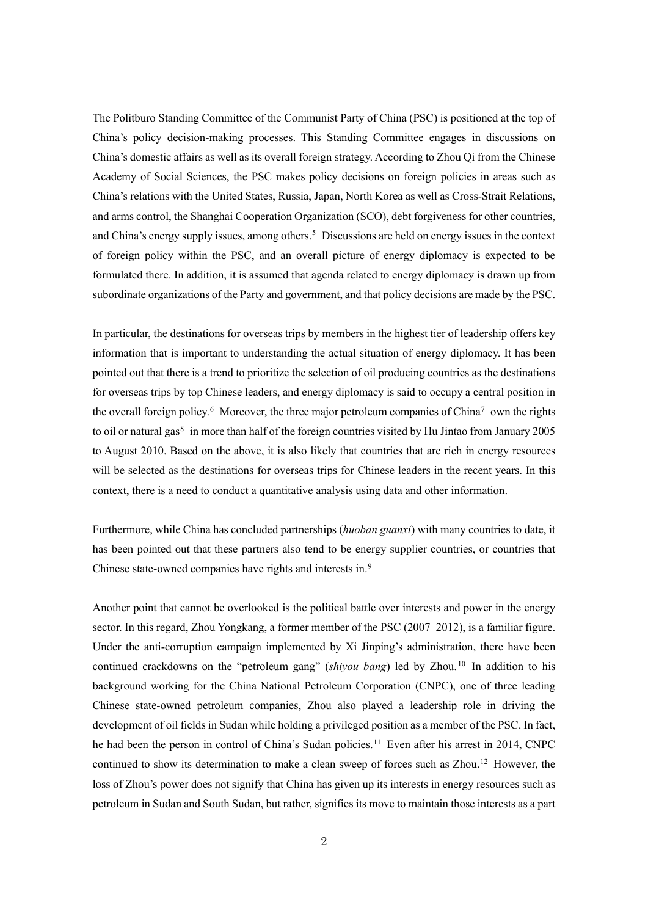The Politburo Standing Committee of the Communist Party of China (PSC) is positioned at the top of China's policy decision-making processes. This Standing Committee engages in discussions on China's domestic affairs as well as its overall foreign strategy. According to Zhou Qi from the Chinese Academy of Social Sciences, the PSC makes policy decisions on foreign policies in areas such as China's relations with the United States, Russia, Japan, North Korea as well as Cross-Strait Relations, and arms control, the Shanghai Cooperation Organization (SCO), debt forgiveness for other countries, and China's energy supply issues, among others.[5] Discussions are held on energy issues in the context of foreign policy within the PSC, and an overall picture of energy diplomacy is expected to be formulated there. In addition, it is assumed that agenda related to energy diplomacy is drawn up from subordinate organizations of the Party and government, and that policy decisions are made by the PSC.

In particular, the destinations for overseas trips by members in the highest tier of leadership offers key information that is important to understanding the actual situation of energy diplomacy. It has been pointed out that there is a trend to prioritize the selection of oil producing countries as the destinations for overseas trips by top Chinese leaders, and energy diplomacy is said to occupy a central position in the overall foreign policy.[6] Moreover, the three major petroleum companies of China[7] own the rights to oil or natural gas[8] in more than half of the foreign countries visited by Hu Jintao from January 2005 to August 2010. Based on the above, it is also likely that countries that are rich in energy resources will be selected as the destinations for overseas trips for Chinese leaders in the recent years. In this context, there is a need to conduct a quantitative analysis using data and other information.

Furthermore, while China has concluded partnerships (*huoban guanxi*) with many countries to date, it has been pointed out that these partners also tend to be energy supplier countries, or countries that Chinese state-owned companies have rights and interests in.[9]

Another point that cannot be overlooked is the political battle over interests and power in the energy sector. In this regard, Zhou Yongkang, a former member of the PSC (2007–2012), is a familiar figure. Under the anti-corruption campaign implemented by Xi Jinping's administration, there have been continued crackdowns on the "petroleum gang" (*shiyou bang*) led by Zhou.[10] In addition to his background working for the China National Petroleum Corporation (CNPC), one of three leading Chinese state-owned petroleum companies, Zhou also played a leadership role in driving the development of oil fields in Sudan while holding a privileged position as a member of the PSC. In fact, he had been the person in control of China's Sudan policies.[11] Even after his arrest in 2014, CNPC continued to show its determination to make a clean sweep of forces such as Zhou.[12] However, the loss of Zhou's power does not signify that China has given up its interests in energy resources such as petroleum in Sudan and South Sudan, but rather, signifies its move to maintain those interests as a part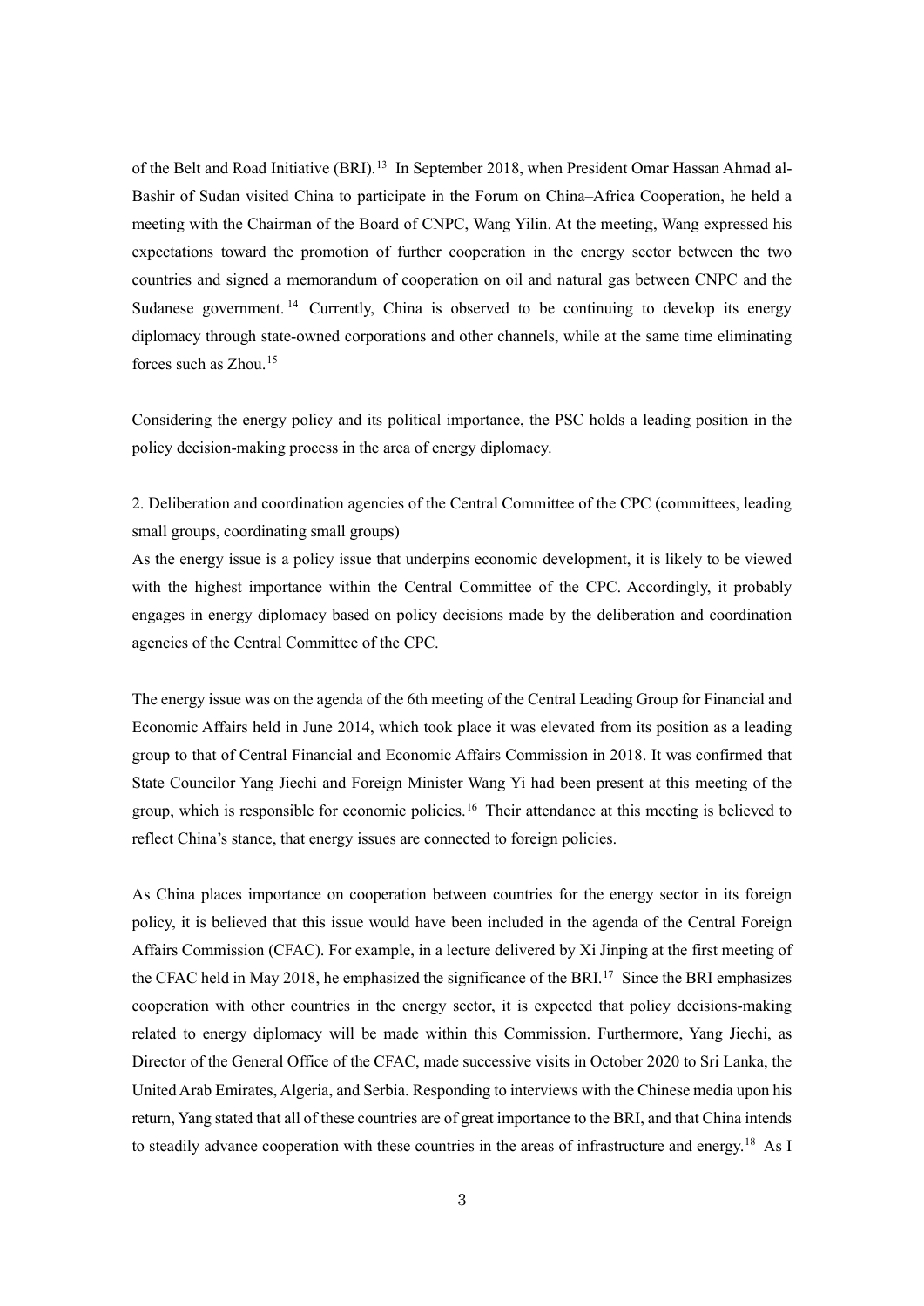of the Belt and Road Initiative (BRI).[13] In September 2018, when President Omar Hassan Ahmad al-Bashir of Sudan visited China to participate in the Forum on China–Africa Cooperation, he held a meeting with the Chairman of the Board of CNPC, Wang Yilin. At the meeting, Wang expressed his expectations toward the promotion of further cooperation in the energy sector between the two countries and signed a memorandum of cooperation on oil and natural gas between CNPC and the Sudanese government.[14] Currently, China is observed to be continuing to develop its energy diplomacy through state-owned corporations and other channels, while at the same time eliminating forces such as Zhou.[15]

Considering the energy policy and its political importance, the PSC holds a leading position in the policy decision-making process in the area of energy diplomacy.

2. Deliberation and coordination agencies of the Central Committee of the CPC (committees, leading small groups, coordinating small groups)

As the energy issue is a policy issue that underpins economic development, it is likely to be viewed with the highest importance within the Central Committee of the CPC. Accordingly, it probably engages in energy diplomacy based on policy decisions made by the deliberation and coordination agencies of the Central Committee of the CPC.

The energy issue was on the agenda of the 6th meeting of the Central Leading Group for Financial and Economic Affairs held in June 2014, which took place it was elevated from its position as a leading group to that of Central Financial and Economic Affairs Commission in 2018. It was confirmed that State Councilor Yang Jiechi and Foreign Minister Wang Yi had been present at this meeting of the group, which is responsible for economic policies.[16] Their attendance at this meeting is believed to reflect China's stance, that energy issues are connected to foreign policies.

As China places importance on cooperation between countries for the energy sector in its foreign policy, it is believed that this issue would have been included in the agenda of the Central Foreign Affairs Commission (CFAC). For example, in a lecture delivered by Xi Jinping at the first meeting of the CFAC held in May 2018, he emphasized the significance of the BRI.[17] Since the BRI emphasizes cooperation with other countries in the energy sector, it is expected that policy decisions-making related to energy diplomacy will be made within this Commission. Furthermore, Yang Jiechi, as Director of the General Office of the CFAC, made successive visits in October 2020 to Sri Lanka, the United Arab Emirates, Algeria, and Serbia. Responding to interviews with the Chinese media upon his return, Yang stated that all of these countries are of great importance to the BRI, and that China intends to steadily advance cooperation with these countries in the areas of infrastructure and energy.[18] As I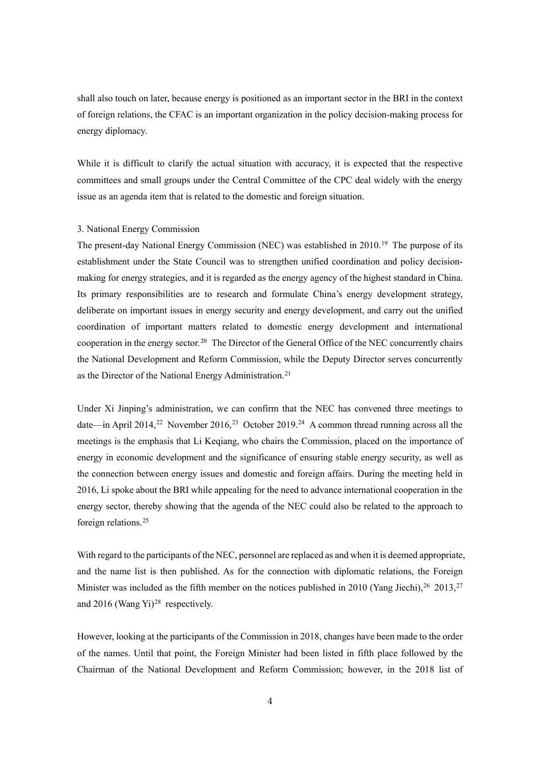shall also touch on later, because energy is positioned as an important sector in the BRI in the context of foreign relations, the CFAC is an important organization in the policy decision-making process for energy diplomacy.

While it is difficult to clarify the actual situation with accuracy, it is expected that the respective committees and small groups under the Central Committee of the CPC deal widely with the energy issue as an agenda item that is related to the domestic and foreign situation.

### 3. National Energy Commission

The present-day National Energy Commission (NEC) was established in 2010.[19] The purpose of its establishment under the State Council was to strengthen unified coordination and policy decision-making for energy strategies, and it is regarded as the energy agency of the highest standard in China. Its primary responsibilities are to research and formulate China's energy development strategy, deliberate on important issues in energy security and energy development, and carry out the unified coordination of important matters related to domestic energy development and international cooperation in the energy sector.[20] The Director of the General Office of the NEC concurrently chairs the National Development and Reform Commission, while the Deputy Director serves concurrently as the Director of the National Energy Administration.[21]

Under Xi Jinping's administration, we can confirm that the NEC has convened three meetings to date—in April 2014,[22] November 2016,[23] October 2019.[24] A common thread running across all the meetings is the emphasis that Li Keqiang, who chairs the Commission, placed on the importance of energy in economic development and the significance of ensuring stable energy security, as well as the connection between energy issues and domestic and foreign affairs. During the meeting held in 2016, Li spoke about the BRI while appealing for the need to advance international cooperation in the energy sector, thereby showing that the agenda of the NEC could also be related to the approach to foreign relations.[25]

With regard to the participants of the NEC, personnel are replaced as and when it is deemed appropriate, and the name list is then published. As for the connection with diplomatic relations, the Foreign Minister was included as the fifth member on the notices published in 2010 (Yang Jiechi),[26] 2013,[27] and 2016 (Wang Yi)[28] respectively.

However, looking at the participants of the Commission in 2018, changes have been made to the order of the names. Until that point, the Foreign Minister had been listed in fifth place followed by the Chairman of the National Development and Reform Commission; however, in the 2018 list of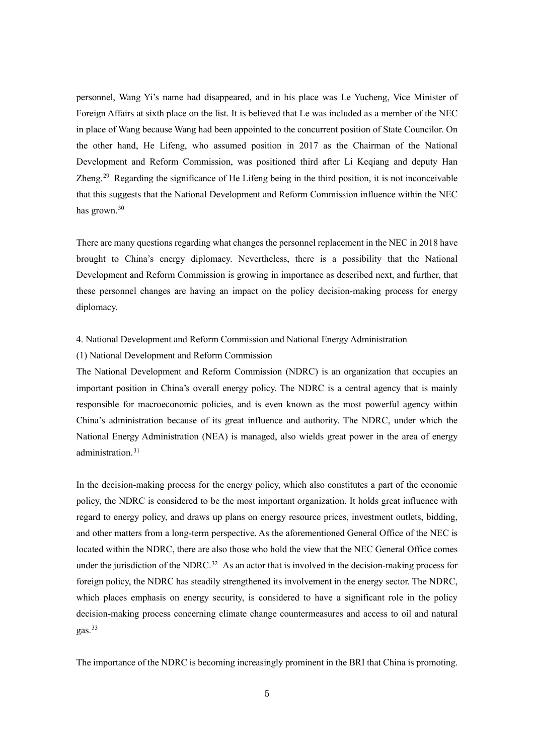personnel, Wang Yi's name had disappeared, and in his place was Le Yucheng, Vice Minister of Foreign Affairs at sixth place on the list. It is believed that Le was included as a member of the NEC in place of Wang because Wang had been appointed to the concurrent position of State Councilor. On the other hand, He Lifeng, who assumed position in 2017 as the Chairman of the National Development and Reform Commission, was positioned third after Li Keqiang and deputy Han Zheng.[29] Regarding the significance of He Lifeng being in the third position, it is not inconceivable that this suggests that the National Development and Reform Commission influence within the NEC has grown.[30]

There are many questions regarding what changes the personnel replacement in the NEC in 2018 have brought to China's energy diplomacy. Nevertheless, there is a possibility that the National Development and Reform Commission is growing in importance as described next, and further, that these personnel changes are having an impact on the policy decision-making process for energy diplomacy.

## 4. National Development and Reform Commission and National Energy Administration

### (1) National Development and Reform Commission

The National Development and Reform Commission (NDRC) is an organization that occupies an important position in China's overall energy policy. The NDRC is a central agency that is mainly responsible for macroeconomic policies, and is even known as the most powerful agency within China's administration because of its great influence and authority. The NDRC, under which the National Energy Administration (NEA) is managed, also wields great power in the area of energy administration.[31]

In the decision-making process for the energy policy, which also constitutes a part of the economic policy, the NDRC is considered to be the most important organization. It holds great influence with regard to energy policy, and draws up plans on energy resource prices, investment outlets, bidding, and other matters from a long-term perspective. As the aforementioned General Office of the NEC is located within the NDRC, there are also those who hold the view that the NEC General Office comes under the jurisdiction of the NDRC.[32] As an actor that is involved in the decision-making process for foreign policy, the NDRC has steadily strengthened its involvement in the energy sector. The NDRC, which places emphasis on energy security, is considered to have a significant role in the policy decision-making process concerning climate change countermeasures and access to oil and natural gas.[33]

The importance of the NDRC is becoming increasingly prominent in the BRI that China is promoting.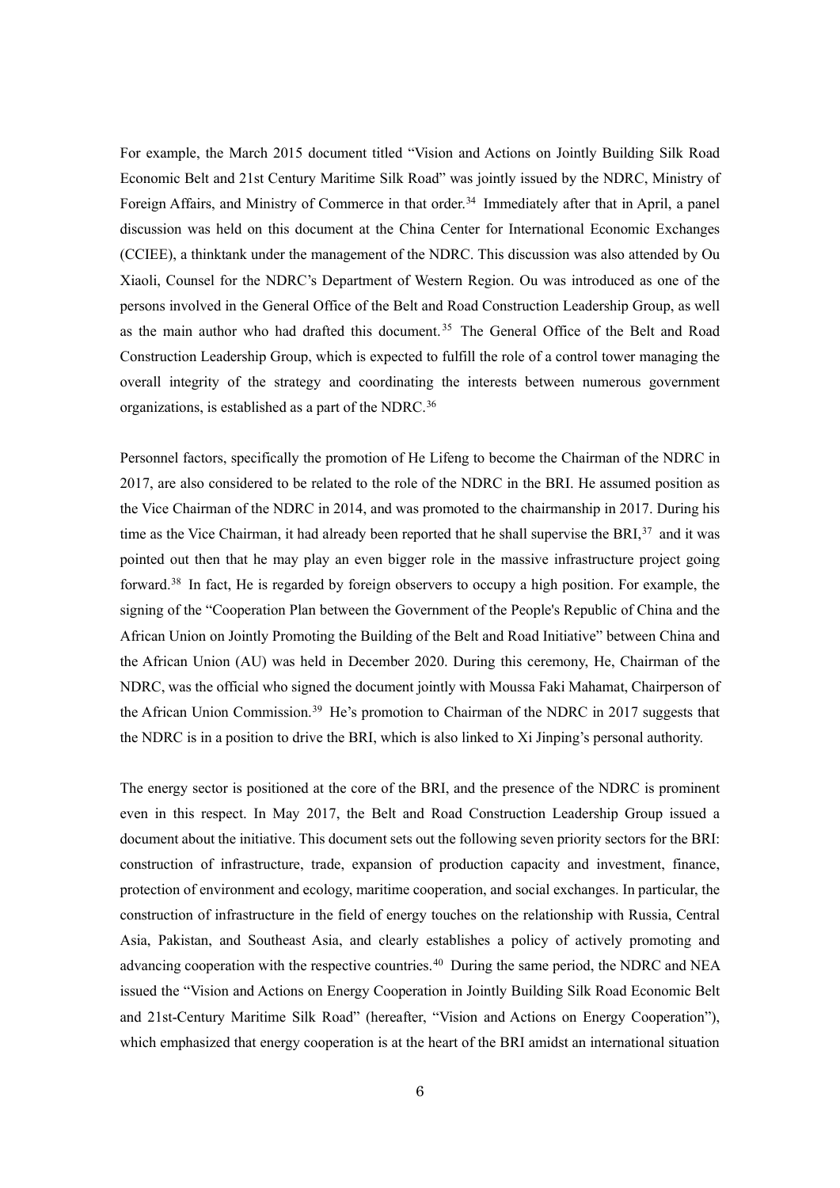For example, the March 2015 document titled "Vision and Actions on Jointly Building Silk Road Economic Belt and 21st Century Maritime Silk Road" was jointly issued by the NDRC, Ministry of Foreign Affairs, and Ministry of Commerce in that order.[34] Immediately after that in April, a panel discussion was held on this document at the China Center for International Economic Exchanges (CCIEE), a thinktank under the management of the NDRC. This discussion was also attended by Ou Xiaoli, Counsel for the NDRC's Department of Western Region. Ou was introduced as one of the persons involved in the General Office of the Belt and Road Construction Leadership Group, as well as the main author who had drafted this document.[35] The General Office of the Belt and Road Construction Leadership Group, which is expected to fulfill the role of a control tower managing the overall integrity of the strategy and coordinating the interests between numerous government organizations, is established as a part of the NDRC.[36]

Personnel factors, specifically the promotion of He Lifeng to become the Chairman of the NDRC in 2017, are also considered to be related to the role of the NDRC in the BRI. He assumed position as the Vice Chairman of the NDRC in 2014, and was promoted to the chairmanship in 2017. During his time as the Vice Chairman, it had already been reported that he shall supervise the BRI,[37] and it was pointed out then that he may play an even bigger role in the massive infrastructure project going forward.[38] In fact, He is regarded by foreign observers to occupy a high position. For example, the signing of the "Cooperation Plan between the Government of the People's Republic of China and the African Union on Jointly Promoting the Building of the Belt and Road Initiative" between China and the African Union (AU) was held in December 2020. During this ceremony, He, Chairman of the NDRC, was the official who signed the document jointly with Moussa Faki Mahamat, Chairperson of the African Union Commission.[39] He's promotion to Chairman of the NDRC in 2017 suggests that the NDRC is in a position to drive the BRI, which is also linked to Xi Jinping's personal authority.

The energy sector is positioned at the core of the BRI, and the presence of the NDRC is prominent even in this respect. In May 2017, the Belt and Road Construction Leadership Group issued a document about the initiative. This document sets out the following seven priority sectors for the BRI: construction of infrastructure, trade, expansion of production capacity and investment, finance, protection of environment and ecology, maritime cooperation, and social exchanges. In particular, the construction of infrastructure in the field of energy touches on the relationship with Russia, Central Asia, Pakistan, and Southeast Asia, and clearly establishes a policy of actively promoting and advancing cooperation with the respective countries.[40] During the same period, the NDRC and NEA issued the "Vision and Actions on Energy Cooperation in Jointly Building Silk Road Economic Belt and 21st-Century Maritime Silk Road" (hereafter, "Vision and Actions on Energy Cooperation"), which emphasized that energy cooperation is at the heart of the BRI amidst an international situation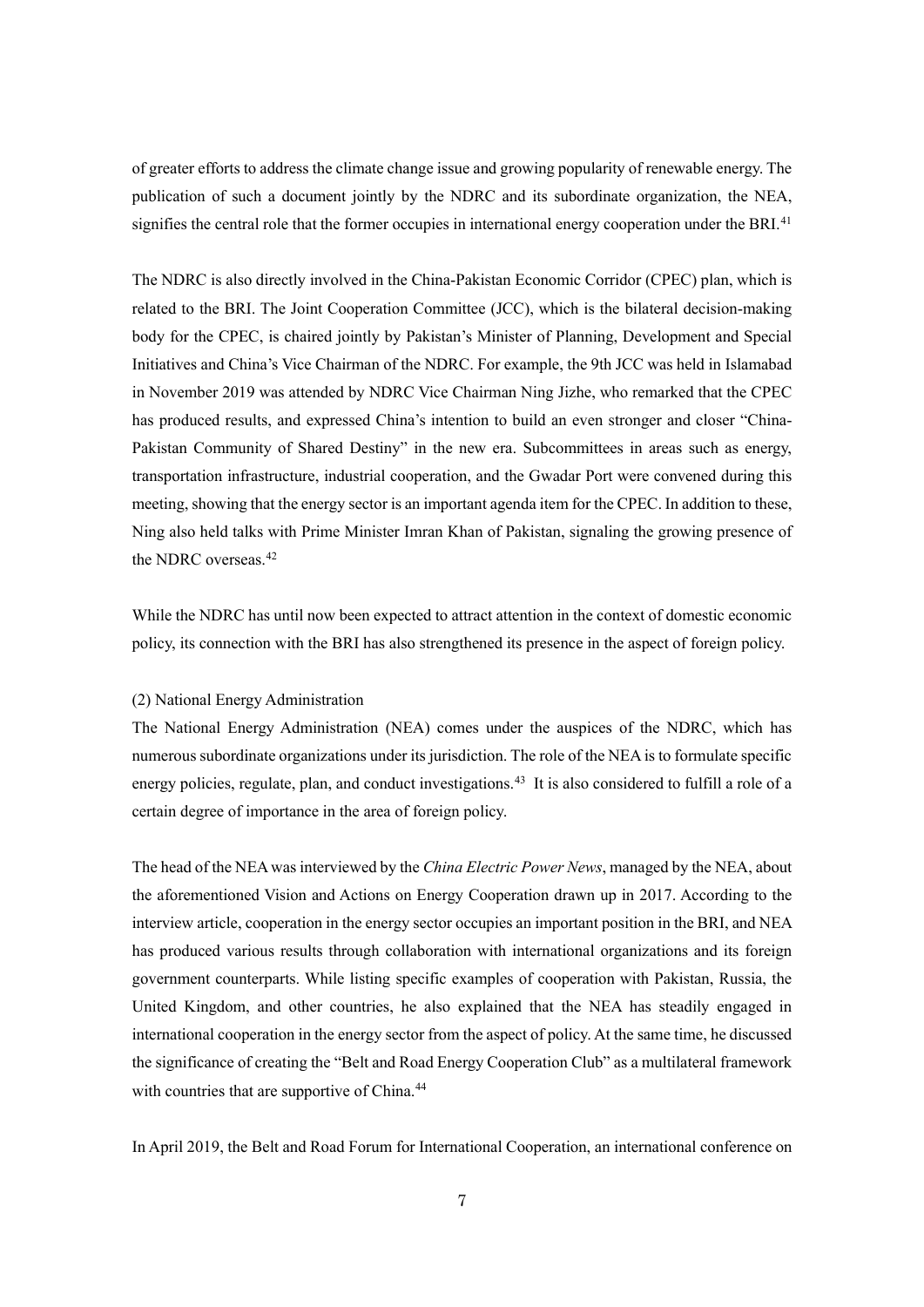of greater efforts to address the climate change issue and growing popularity of renewable energy. The publication of such a document jointly by the NDRC and its subordinate organization, the NEA, signifies the central role that the former occupies in international energy cooperation under the BRI.[41]

The NDRC is also directly involved in the China-Pakistan Economic Corridor (CPEC) plan, which is related to the BRI. The Joint Cooperation Committee (JCC), which is the bilateral decision-making body for the CPEC, is chaired jointly by Pakistan's Minister of Planning, Development and Special Initiatives and China's Vice Chairman of the NDRC. For example, the 9th JCC was held in Islamabad in November 2019 was attended by NDRC Vice Chairman Ning Jizhe, who remarked that the CPEC has produced results, and expressed China's intention to build an even stronger and closer "China-Pakistan Community of Shared Destiny" in the new era. Subcommittees in areas such as energy, transportation infrastructure, industrial cooperation, and the Gwadar Port were convened during this meeting, showing that the energy sector is an important agenda item for the CPEC. In addition to these, Ning also held talks with Prime Minister Imran Khan of Pakistan, signaling the growing presence of the NDRC overseas.[42]

While the NDRC has until now been expected to attract attention in the context of domestic economic policy, its connection with the BRI has also strengthened its presence in the aspect of foreign policy.

(2) National Energy Administration

The National Energy Administration (NEA) comes under the auspices of the NDRC, which has numerous subordinate organizations under its jurisdiction. The role of the NEA is to formulate specific energy policies, regulate, plan, and conduct investigations.[43] It is also considered to fulfill a role of a certain degree of importance in the area of foreign policy.

The head of the NEA was interviewed by the *China Electric Power News*, managed by the NEA, about the aforementioned Vision and Actions on Energy Cooperation drawn up in 2017. According to the interview article, cooperation in the energy sector occupies an important position in the BRI, and NEA has produced various results through collaboration with international organizations and its foreign government counterparts. While listing specific examples of cooperation with Pakistan, Russia, the United Kingdom, and other countries, he also explained that the NEA has steadily engaged in international cooperation in the energy sector from the aspect of policy. At the same time, he discussed the significance of creating the "Belt and Road Energy Cooperation Club" as a multilateral framework with countries that are supportive of China.[44]

In April 2019, the Belt and Road Forum for International Cooperation, an international conference on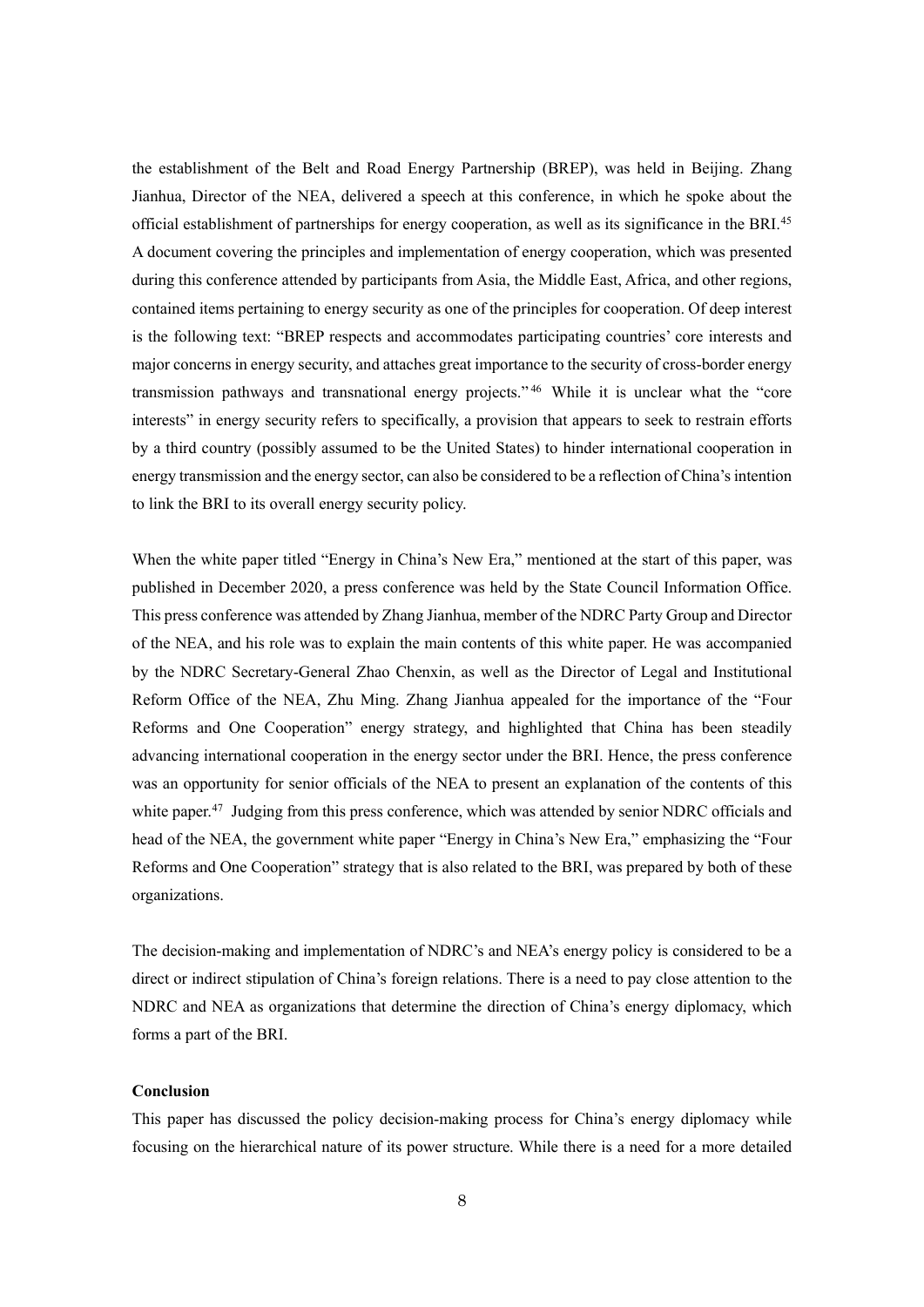the establishment of the Belt and Road Energy Partnership (BREP), was held in Beijing. Zhang Jianhua, Director of the NEA, delivered a speech at this conference, in which he spoke about the official establishment of partnerships for energy cooperation, as well as its significance in the BRI.[45] A document covering the principles and implementation of energy cooperation, which was presented during this conference attended by participants from Asia, the Middle East, Africa, and other regions, contained items pertaining to energy security as one of the principles for cooperation. Of deep interest is the following text: "BREP respects and accommodates participating countries' core interests and major concerns in energy security, and attaches great importance to the security of cross-border energy transmission pathways and transnational energy projects."[46] While it is unclear what the "core interests" in energy security refers to specifically, a provision that appears to seek to restrain efforts by a third country (possibly assumed to be the United States) to hinder international cooperation in energy transmission and the energy sector, can also be considered to be a reflection of China's intention to link the BRI to its overall energy security policy.

When the white paper titled "Energy in China's New Era," mentioned at the start of this paper, was published in December 2020, a press conference was held by the State Council Information Office. This press conference was attended by Zhang Jianhua, member of the NDRC Party Group and Director of the NEA, and his role was to explain the main contents of this white paper. He was accompanied by the NDRC Secretary-General Zhao Chenxin, as well as the Director of Legal and Institutional Reform Office of the NEA, Zhu Ming. Zhang Jianhua appealed for the importance of the "Four Reforms and One Cooperation" energy strategy, and highlighted that China has been steadily advancing international cooperation in the energy sector under the BRI. Hence, the press conference was an opportunity for senior officials of the NEA to present an explanation of the contents of this white paper.[47] Judging from this press conference, which was attended by senior NDRC officials and head of the NEA, the government white paper "Energy in China's New Era," emphasizing the "Four Reforms and One Cooperation" strategy that is also related to the BRI, was prepared by both of these organizations.

The decision-making and implementation of NDRC's and NEA's energy policy is considered to be a direct or indirect stipulation of China's foreign relations. There is a need to pay close attention to the NDRC and NEA as organizations that determine the direction of China's energy diplomacy, which forms a part of the BRI.

**Conclusion**

This paper has discussed the policy decision-making process for China's energy diplomacy while focusing on the hierarchical nature of its power structure. While there is a need for a more detailed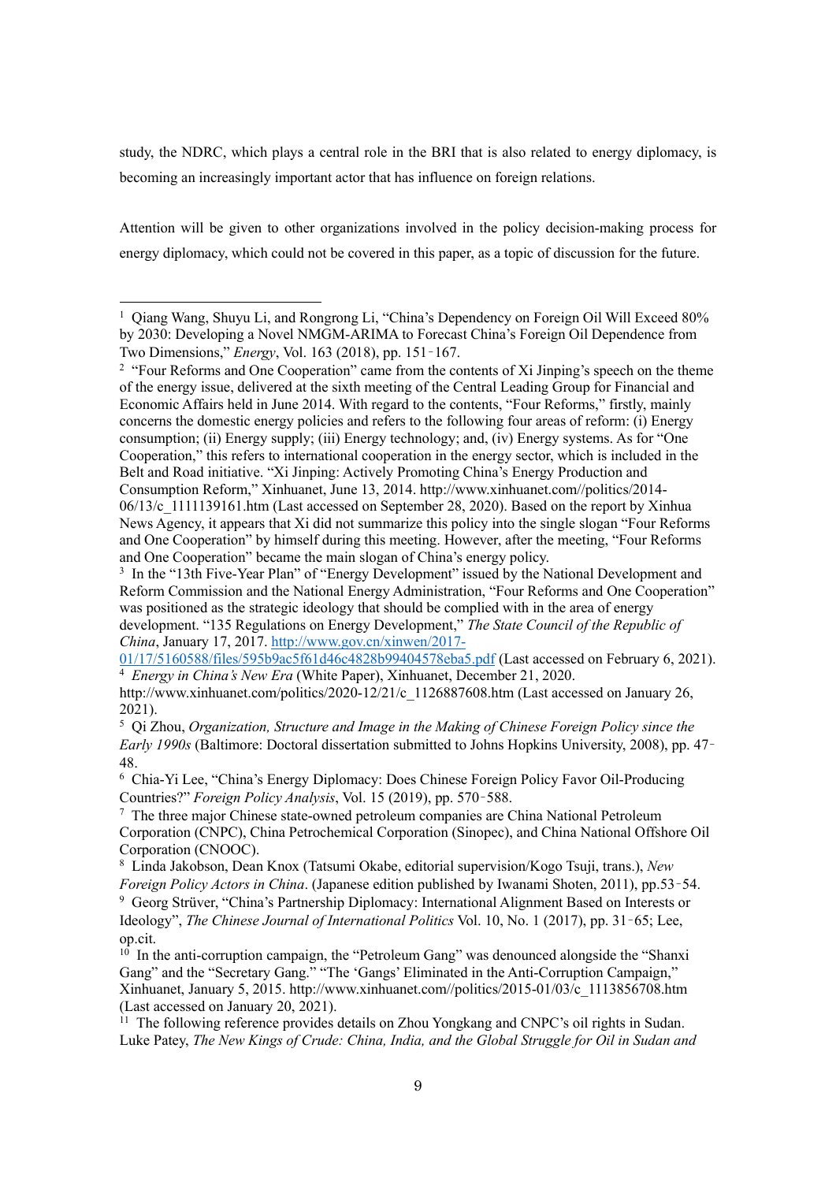study, the NDRC, which plays a central role in the BRI that is also related to energy diplomacy, is becoming an increasingly important actor that has influence on foreign relations.

Attention will be given to other organizations involved in the policy decision-making process for energy diplomacy, which could not be covered in this paper, as a topic of discussion for the future.

---

[1] Qiang Wang, Shuyu Li, and Rongrong Li, "China's Dependency on Foreign Oil Will Exceed 80% by 2030: Developing a Novel NMGM-ARIMA to Forecast China's Foreign Oil Dependence from Two Dimensions," *Energy*, Vol. 163 (2018), pp. 151–167.

[2] "Four Reforms and One Cooperation" came from the contents of Xi Jinping's speech on the theme of the energy issue, delivered at the sixth meeting of the Central Leading Group for Financial and Economic Affairs held in June 2014. With regard to the contents, "Four Reforms," firstly, mainly concerns the domestic energy policies and refers to the following four areas of reform: (i) Energy consumption; (ii) Energy supply; (iii) Energy technology; and, (iv) Energy systems. As for "One Cooperation," this refers to international cooperation in the energy sector, which is included in the Belt and Road initiative. "Xi Jinping: Actively Promoting China's Energy Production and Consumption Reform," Xinhuanet, June 13, 2014. http://www.xinhuanet.com//politics/2014-06/13/c_1111139161.htm (Last accessed on September 28, 2020). Based on the report by Xinhua News Agency, it appears that Xi did not summarize this policy into the single slogan "Four Reforms and One Cooperation" by himself during this meeting. However, after the meeting, "Four Reforms and One Cooperation" became the main slogan of China's energy policy.

[3] In the "13th Five-Year Plan" of "Energy Development" issued by the National Development and Reform Commission and the National Energy Administration, "Four Reforms and One Cooperation" was positioned as the strategic ideology that should be complied with in the area of energy development. "135 Regulations on Energy Development," *The State Council of the Republic of China*, January 17, 2017. http://www.gov.cn/xinwen/2017-01/17/5160588/files/595b9ac5f61d46c4828b99404578eba5.pdf (Last accessed on February 6, 2021).

[4] *Energy in China's New Era* (White Paper), Xinhuanet, December 21, 2020. http://www.xinhuanet.com/politics/2020-12/21/c_1126887608.htm (Last accessed on January 26, 2021).

[5] Qi Zhou, *Organization, Structure and Image in the Making of Chinese Foreign Policy since the Early 1990s* (Baltimore: Doctoral dissertation submitted to Johns Hopkins University, 2008), pp. 47–48.

[6] Chia-Yi Lee, "China's Energy Diplomacy: Does Chinese Foreign Policy Favor Oil-Producing Countries?" *Foreign Policy Analysis*, Vol. 15 (2019), pp. 570–588.

[7] The three major Chinese state-owned petroleum companies are China National Petroleum Corporation (CNPC), China Petrochemical Corporation (Sinopec), and China National Offshore Oil Corporation (CNOOC).

[8] Linda Jakobson, Dean Knox (Tatsumi Okabe, editorial supervision/Kogo Tsuji, trans.), *New Foreign Policy Actors in China*. (Japanese edition published by Iwanami Shoten, 2011), pp.53–54.

[9] Georg Strüver, "China's Partnership Diplomacy: International Alignment Based on Interests or Ideology", *The Chinese Journal of International Politics* Vol. 10, No. 1 (2017), pp. 31–65; Lee, op.cit.

[10] In the anti-corruption campaign, the "Petroleum Gang" was denounced alongside the "Shanxi Gang" and the "Secretary Gang." "The 'Gangs' Eliminated in the Anti-Corruption Campaign," Xinhuanet, January 5, 2015. http://www.xinhuanet.com//politics/2015-01/03/c_1113856708.htm (Last accessed on January 20, 2021).

[11] The following reference provides details on Zhou Yongkang and CNPC's oil rights in Sudan. Luke Patey, *The New Kings of Crude: China, India, and the Global Struggle for Oil in Sudan and*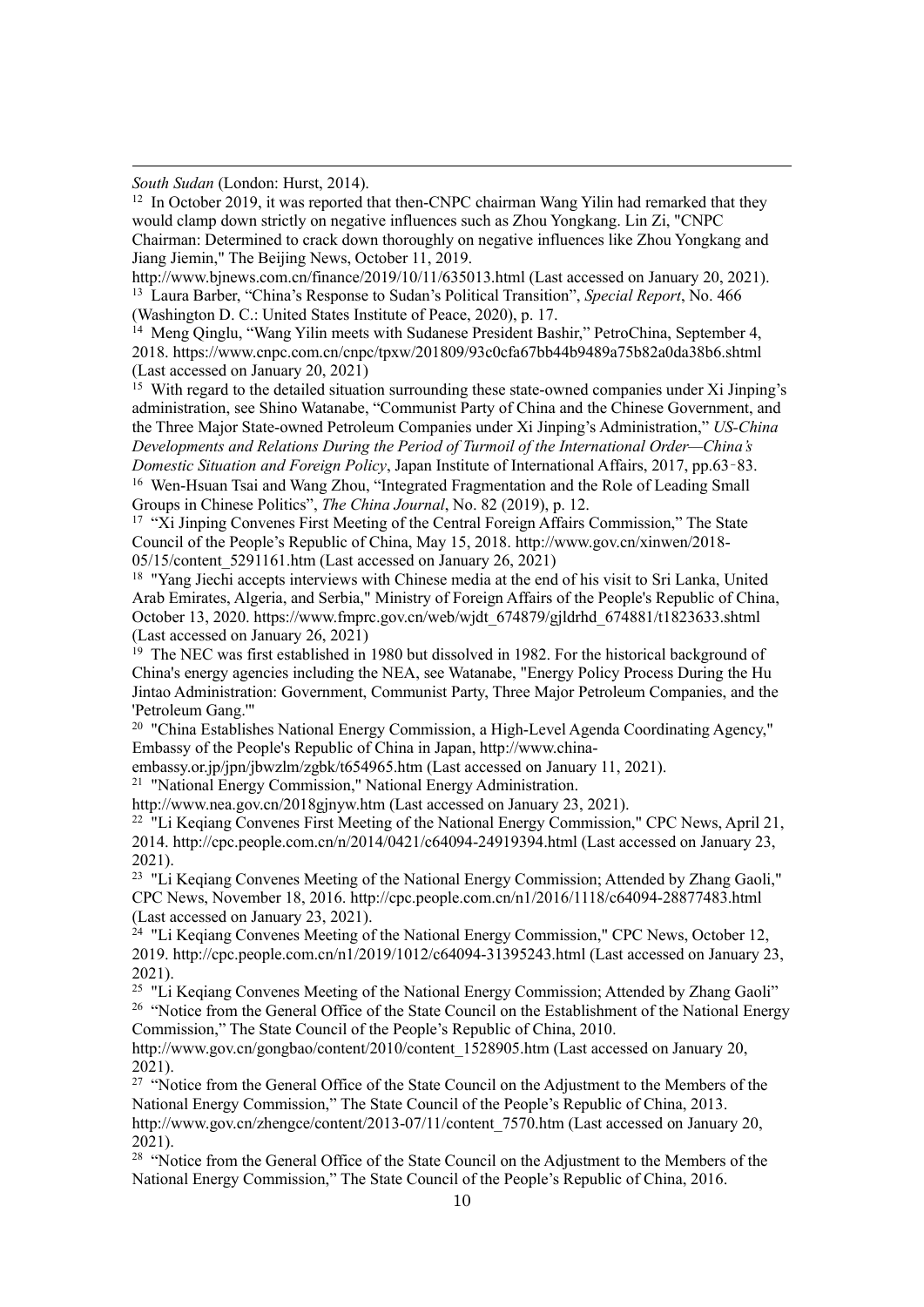*South Sudan* (London: Hurst, 2014).

[12] In October 2019, it was reported that then-CNPC chairman Wang Yilin had remarked that they would clamp down strictly on negative influences such as Zhou Yongkang. Lin Zi, "CNPC Chairman: Determined to crack down thoroughly on negative influences like Zhou Yongkang and Jiang Jiemin," The Beijing News, October 11, 2019. http://www.bjnews.com.cn/finance/2019/10/11/635013.html (Last accessed on January 20, 2021).

[13] Laura Barber, "China's Response to Sudan's Political Transition", *Special Report*, No. 466 (Washington D. C.: United States Institute of Peace, 2020), p. 17.

[14] Meng Qinglu, "Wang Yilin meets with Sudanese President Bashir," PetroChina, September 4, 2018. https://www.cnpc.com.cn/cnpc/tpxw/201809/93c0cfa67bb44b9489a75b82a0da38b6.shtml (Last accessed on January 20, 2021)

[15] With regard to the detailed situation surrounding these state-owned companies under Xi Jinping's administration, see Shino Watanabe, "Communist Party of China and the Chinese Government, and the Three Major State-owned Petroleum Companies under Xi Jinping's Administration," *US-China Developments and Relations During the Period of Turmoil of the International Order—China's Domestic Situation and Foreign Policy*, Japan Institute of International Affairs, 2017, pp.63–83.

[16] Wen-Hsuan Tsai and Wang Zhou, "Integrated Fragmentation and the Role of Leading Small Groups in Chinese Politics", *The China Journal*, No. 82 (2019), p. 12.

[17] "Xi Jinping Convenes First Meeting of the Central Foreign Affairs Commission," The State Council of the People's Republic of China, May 15, 2018. http://www.gov.cn/xinwen/2018-05/15/content_5291161.htm (Last accessed on January 26, 2021)

[18] "Yang Jiechi accepts interviews with Chinese media at the end of his visit to Sri Lanka, United Arab Emirates, Algeria, and Serbia," Ministry of Foreign Affairs of the People's Republic of China, October 13, 2020. https://www.fmprc.gov.cn/web/wjdt_674879/gjldrhd_674881/t1823633.shtml (Last accessed on January 26, 2021)

[19] The NEC was first established in 1980 but dissolved in 1982. For the historical background of China's energy agencies including the NEA, see Watanabe, "Energy Policy Process During the Hu Jintao Administration: Government, Communist Party, Three Major Petroleum Companies, and the 'Petroleum Gang.'"

[20] "China Establishes National Energy Commission, a High-Level Agenda Coordinating Agency," Embassy of the People's Republic of China in Japan, http://www.china-embassy.or.jp/jpn/jbwzlm/zgbk/t654965.htm (Last accessed on January 11, 2021).

[21] "National Energy Commission," National Energy Administration. http://www.nea.gov.cn/2018gjnyw.htm (Last accessed on January 23, 2021).

[22] "Li Keqiang Convenes First Meeting of the National Energy Commission," CPC News, April 21, 2014. http://cpc.people.com.cn/n/2014/0421/c64094-24919394.html (Last accessed on January 23, 2021).

[23] "Li Keqiang Convenes Meeting of the National Energy Commission; Attended by Zhang Gaoli," CPC News, November 18, 2016. http://cpc.people.com.cn/n1/2016/1118/c64094-28877483.html (Last accessed on January 23, 2021).

[24] "Li Keqiang Convenes Meeting of the National Energy Commission," CPC News, October 12, 2019. http://cpc.people.com.cn/n1/2019/1012/c64094-31395243.html (Last accessed on January 23, 2021).

[25] "Li Keqiang Convenes Meeting of the National Energy Commission; Attended by Zhang Gaoli"

[26] "Notice from the General Office of the State Council on the Establishment of the National Energy Commission," The State Council of the People's Republic of China, 2010. http://www.gov.cn/gongbao/content/2010/content_1528905.htm (Last accessed on January 20, 2021).

[27] "Notice from the General Office of the State Council on the Adjustment to the Members of the National Energy Commission," The State Council of the People's Republic of China, 2013. http://www.gov.cn/zhengce/content/2013-07/11/content_7570.htm (Last accessed on January 20, 2021).

[28] "Notice from the General Office of the State Council on the Adjustment to the Members of the National Energy Commission," The State Council of the People's Republic of China, 2016.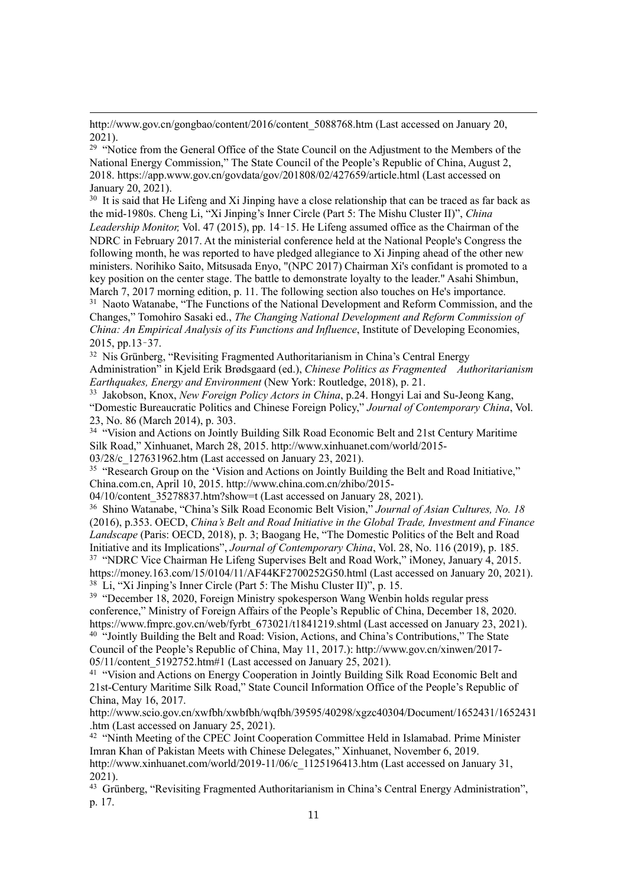http://www.gov.cn/gongbao/content/2016/content_5088768.htm (Last accessed on January 20, 2021).

[29] "Notice from the General Office of the State Council on the Adjustment to the Members of the National Energy Commission," The State Council of the People's Republic of China, August 2, 2018. https://app.www.gov.cn/govdata/gov/201808/02/427659/article.html (Last accessed on January 20, 2021).

[30] It is said that He Lifeng and Xi Jinping have a close relationship that can be traced as far back as the mid-1980s. Cheng Li, "Xi Jinping's Inner Circle (Part 5: The Mishu Cluster II)", *China Leadership Monitor,* Vol. 47 (2015), pp. 14–15. He Lifeng assumed office as the Chairman of the NDRC in February 2017. At the ministerial conference held at the National People's Congress the following month, he was reported to have pledged allegiance to Xi Jinping ahead of the other new ministers. Norihiko Saito, Mitsusada Enyo, "(NPC 2017) Chairman Xi's confidant is promoted to a key position on the center stage. The battle to demonstrate loyalty to the leader." Asahi Shimbun, March 7, 2017 morning edition, p. 11. The following section also touches on He's importance.

[31] Naoto Watanabe, "The Functions of the National Development and Reform Commission, and the Changes," Tomohiro Sasaki ed., *The Changing National Development and Reform Commission of China: An Empirical Analysis of its Functions and Influence*, Institute of Developing Economies, 2015, pp.13–37.

[32] Nis Grünberg, "Revisiting Fragmented Authoritarianism in China's Central Energy Administration" in Kjeld Erik Brødsgaard (ed.), *Chinese Politics as Fragmented Authoritarianism Earthquakes, Energy and Environment* (New York: Routledge, 2018), p. 21.

[33] Jakobson, Knox, *New Foreign Policy Actors in China*, p.24. Hongyi Lai and Su-Jeong Kang, "Domestic Bureaucratic Politics and Chinese Foreign Policy," *Journal of Contemporary China*, Vol. 23, No. 86 (March 2014), p. 303.

[34] "Vision and Actions on Jointly Building Silk Road Economic Belt and 21st Century Maritime Silk Road," Xinhuanet, March 28, 2015. http://www.xinhuanet.com/world/2015-03/28/c_127631962.htm (Last accessed on January 23, 2021).

[35] "Research Group on the 'Vision and Actions on Jointly Building the Belt and Road Initiative," China.com.cn, April 10, 2015. http://www.china.com.cn/zhibo/2015-04/10/content_35278837.htm?show=t (Last accessed on January 28, 2021).

[36] Shino Watanabe, "China's Silk Road Economic Belt Vision," *Journal of Asian Cultures, No. 18* (2016), p.353. OECD, *China's Belt and Road Initiative in the Global Trade, Investment and Finance Landscape* (Paris: OECD, 2018), p. 3; Baogang He, "The Domestic Politics of the Belt and Road Initiative and its Implications", *Journal of Contemporary China*, Vol. 28, No. 116 (2019), p. 185.

[37] "NDRC Vice Chairman He Lifeng Supervises Belt and Road Work," iMoney, January 4, 2015. https://money.163.com/15/0104/11/AF44KF2700252G50.html (Last accessed on January 20, 2021).

[38] Li, "Xi Jinping's Inner Circle (Part 5: The Mishu Cluster II)", p. 15.

[39] "December 18, 2020, Foreign Ministry spokesperson Wang Wenbin holds regular press conference," Ministry of Foreign Affairs of the People's Republic of China, December 18, 2020. https://www.fmprc.gov.cn/web/fyrbt_673021/t1841219.shtml (Last accessed on January 23, 2021).

[40] "Jointly Building the Belt and Road: Vision, Actions, and China's Contributions," The State Council of the People's Republic of China, May 11, 2017.): http://www.gov.cn/xinwen/2017-05/11/content_5192752.htm#1 (Last accessed on January 25, 2021).

[41] "Vision and Actions on Energy Cooperation in Jointly Building Silk Road Economic Belt and 21st-Century Maritime Silk Road," State Council Information Office of the People's Republic of China, May 16, 2017.
http://www.scio.gov.cn/xwfbh/xwbfbh/wqfbh/39595/40298/xgzc40304/Document/1652431/1652431.htm (Last accessed on January 25, 2021).

[42] "Ninth Meeting of the CPEC Joint Cooperation Committee Held in Islamabad. Prime Minister Imran Khan of Pakistan Meets with Chinese Delegates," Xinhuanet, November 6, 2019. http://www.xinhuanet.com/world/2019-11/06/c_1125196413.htm (Last accessed on January 31, 2021).

[43] Grünberg, "Revisiting Fragmented Authoritarianism in China's Central Energy Administration", p. 17.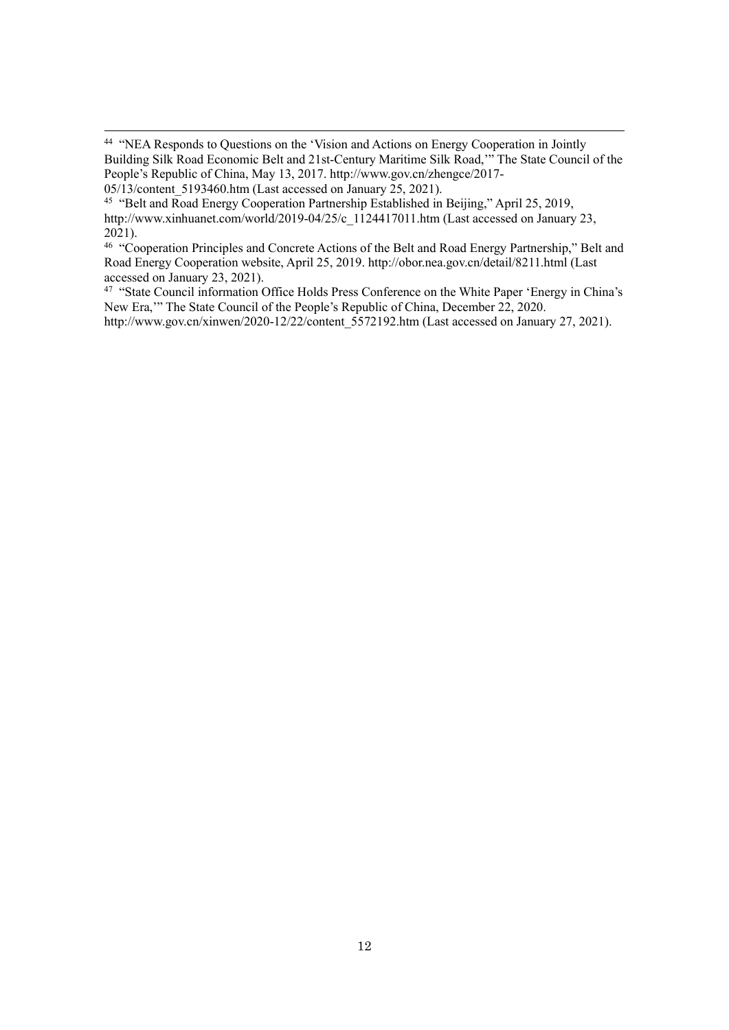[44] "NEA Responds to Questions on the 'Vision and Actions on Energy Cooperation in Jointly Building Silk Road Economic Belt and 21st-Century Maritime Silk Road,'" The State Council of the People's Republic of China, May 13, 2017. http://www.gov.cn/zhengce/2017-05/13/content_5193460.htm (Last accessed on January 25, 2021).

[45] "Belt and Road Energy Cooperation Partnership Established in Beijing," April 25, 2019, http://www.xinhuanet.com/world/2019-04/25/c_1124417011.htm (Last accessed on January 23, 2021).

[46] "Cooperation Principles and Concrete Actions of the Belt and Road Energy Partnership," Belt and Road Energy Cooperation website, April 25, 2019. http://obor.nea.gov.cn/detail/8211.html (Last accessed on January 23, 2021).

[47] "State Council information Office Holds Press Conference on the White Paper 'Energy in China's New Era,'" The State Council of the People's Republic of China, December 22, 2020. http://www.gov.cn/xinwen/2020-12/22/content_5572192.htm (Last accessed on January 27, 2021).